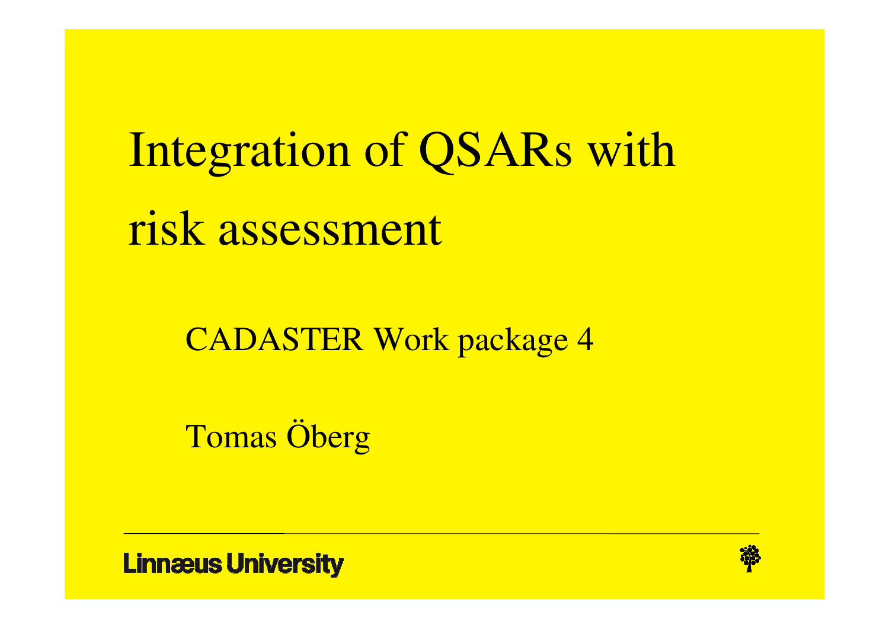# Integration of QSARs with risk assessment

CADASTER Work package 4

Tomas Öberg

Linnæus University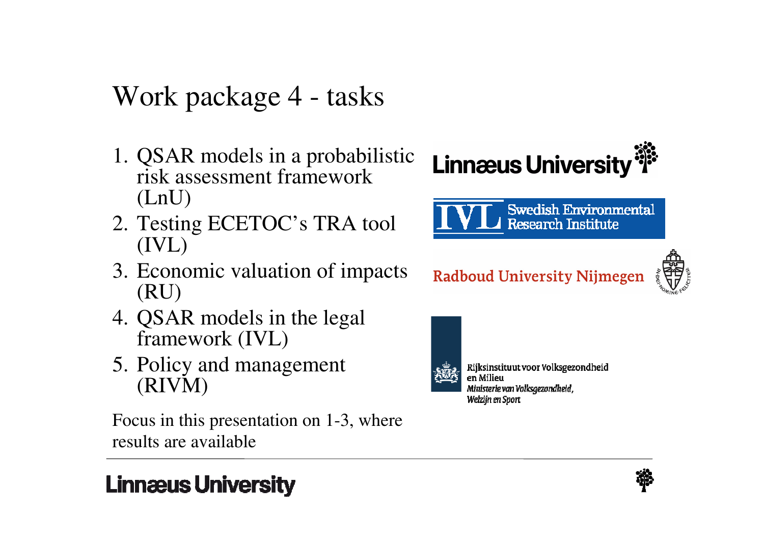# Work package 4 - tasks

1. QSAR models in a probabilistic risk assessment framework (LnU)
2. Testing ECETOC's TRA tool (IVL)
3. Economic valuation of impacts (RU)
4. QSAR models in the legal framework (IVL)
5. Policy and management (RIVM)

Focus in this presentation on 1-3, where results are available

Linnæus University

IVL Swedish Environmental Research Institute

Radboud University Nijmegen

Rijksinstituut voor Volksgezondheid en Milieu
*Ministerie van Volksgezondheid, Welzijn en Sport*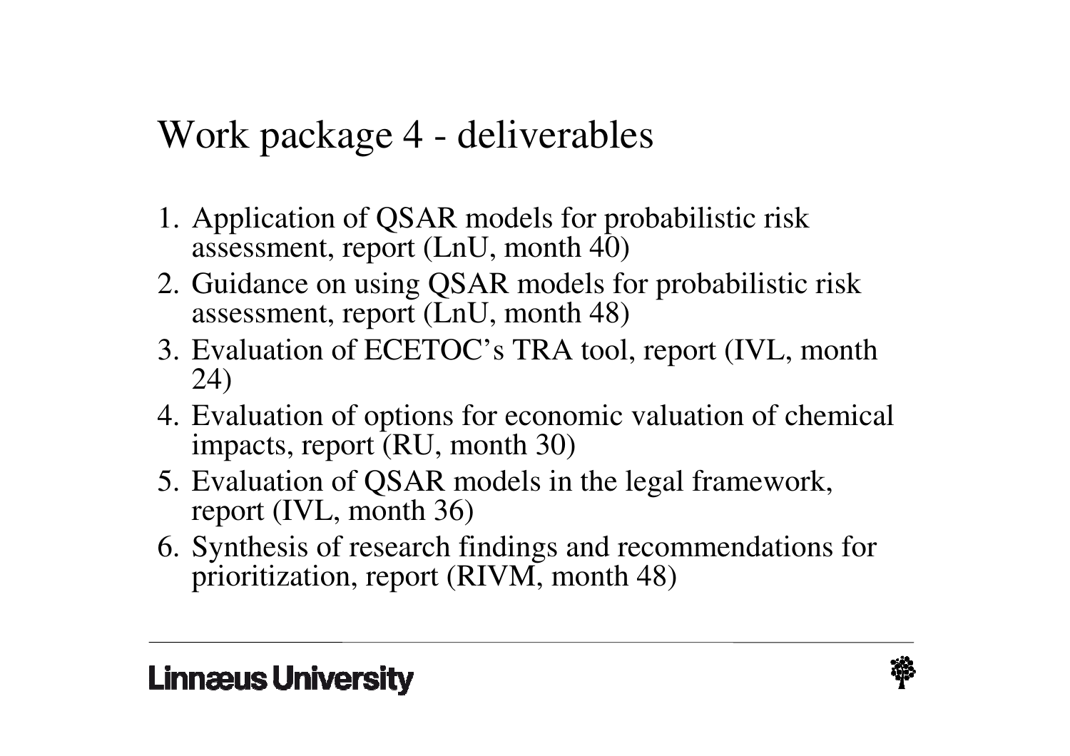# Work package 4 - deliverables

1. Application of QSAR models for probabilistic risk assessment, report (LnU, month 40)
2. Guidance on using QSAR models for probabilistic risk assessment, report (LnU, month 48)
3. Evaluation of ECETOC's TRA tool, report (IVL, month 24)
4. Evaluation of options for economic valuation of chemical impacts, report (RU, month 30)
5. Evaluation of QSAR models in the legal framework, report (IVL, month 36)
6. Synthesis of research findings and recommendations for prioritization, report (RIVM, month 48)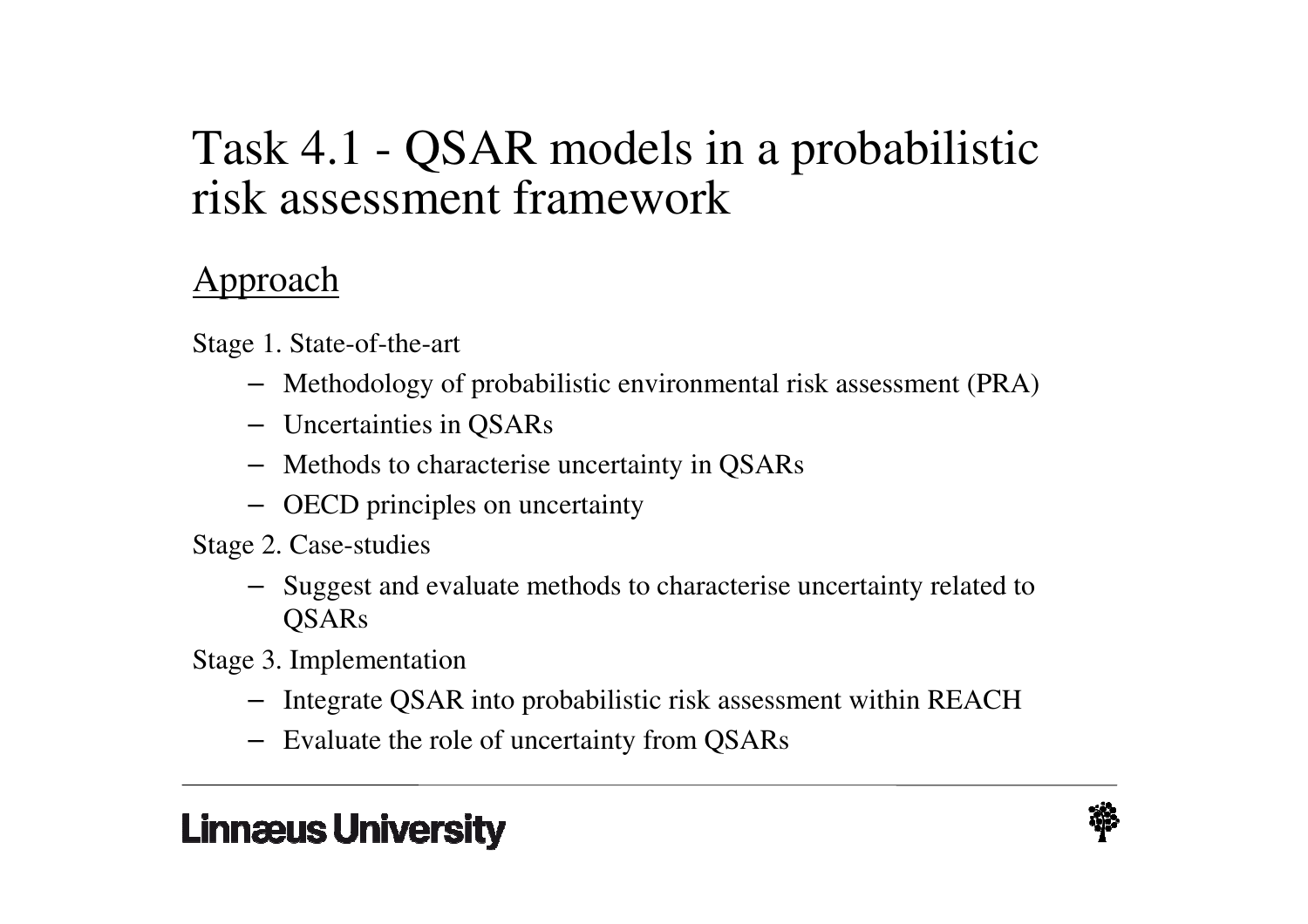# Task 4.1 - QSAR models in a probabilistic risk assessment framework

## Approach

Stage 1. State-of-the-art

- Methodology of probabilistic environmental risk assessment (PRA)
- Uncertainties in QSARs
- Methods to characterise uncertainty in QSARs
- OECD principles on uncertainty

Stage 2. Case-studies

- Suggest and evaluate methods to characterise uncertainty related to QSARs

Stage 3. Implementation

- Integrate QSAR into probabilistic risk assessment within REACH
- Evaluate the role of uncertainty from QSARs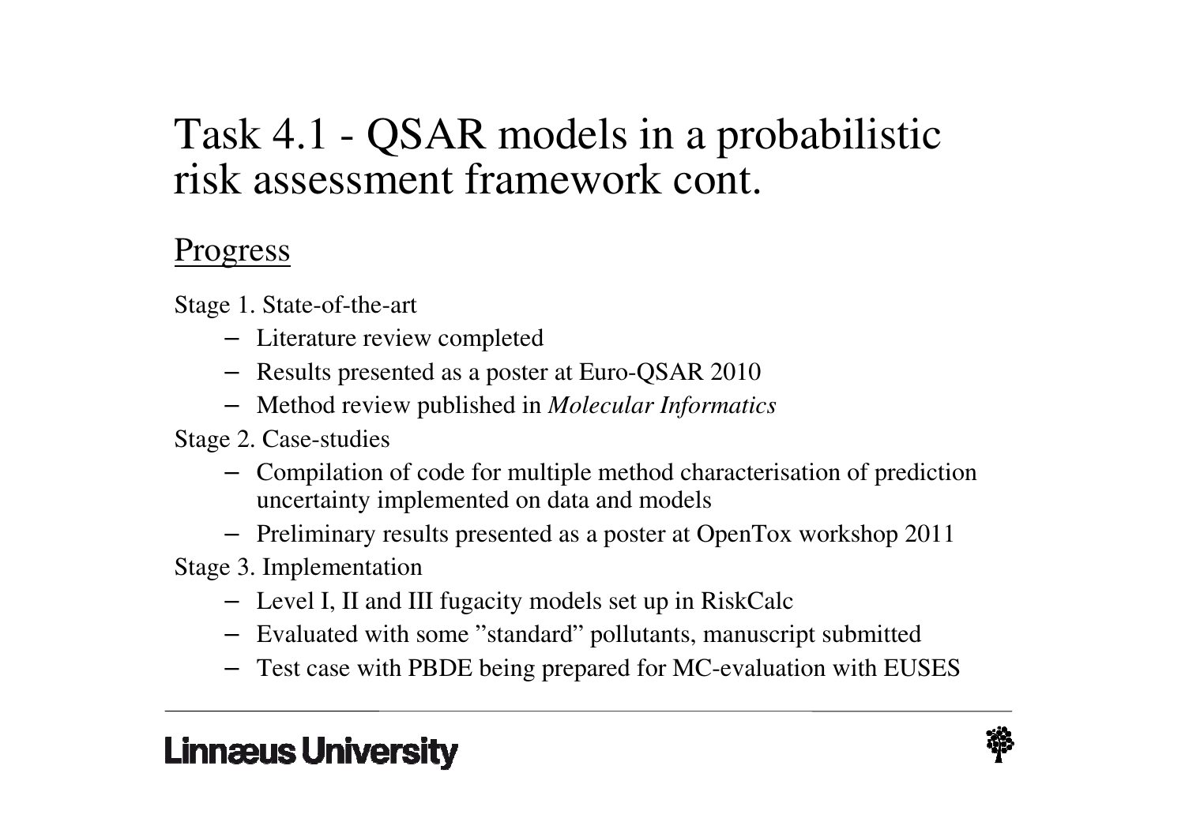# Task 4.1 - QSAR models in a probabilistic risk assessment framework cont.

## Progress

Stage 1. State-of-the-art

- Literature review completed
- Results presented as a poster at Euro-QSAR 2010
- Method review published in *Molecular Informatics*

Stage 2. Case-studies

- Compilation of code for multiple method characterisation of prediction uncertainty implemented on data and models
- Preliminary results presented as a poster at OpenTox workshop 2011

Stage 3. Implementation

- Level I, II and III fugacity models set up in RiskCalc
- Evaluated with some ”standard” pollutants, manuscript submitted
- Test case with PBDE being prepared for MC-evaluation with EUSES

Linnæus University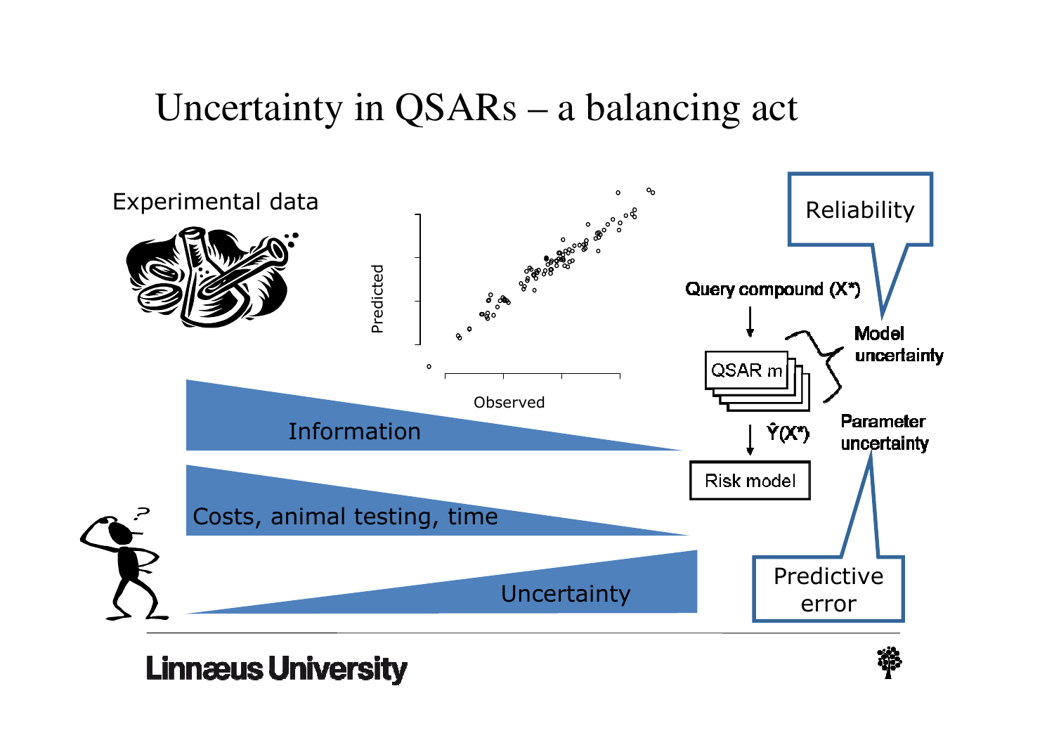# Uncertainty in QSARs – a balancing act

Experimental data

Predicted

Observed

Information

Costs, animal testing, time

Uncertainty

Reliability

Query compound ($X^*$)

QSAR m

Model uncertainty

$\hat{Y}(X^*)$

Parameter uncertainty

Risk model

Predictive error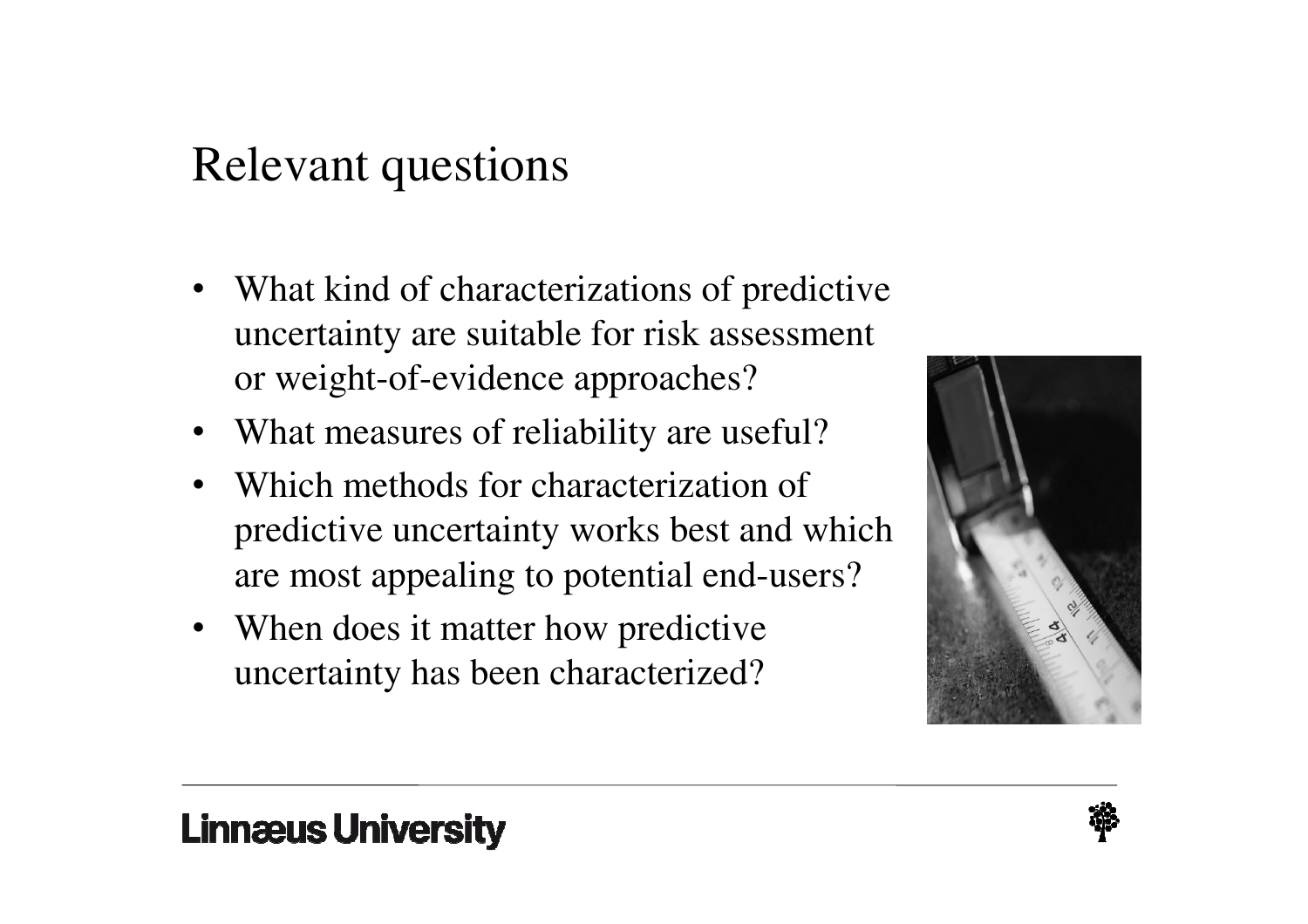## Relevant questions

- What kind of characterizations of predictive uncertainty are suitable for risk assessment or weight-of-evidence approaches?
- What measures of reliability are useful?
- Which methods for characterization of predictive uncertainty works best and which are most appealing to potential end-users?
- When does it matter how predictive uncertainty has been characterized?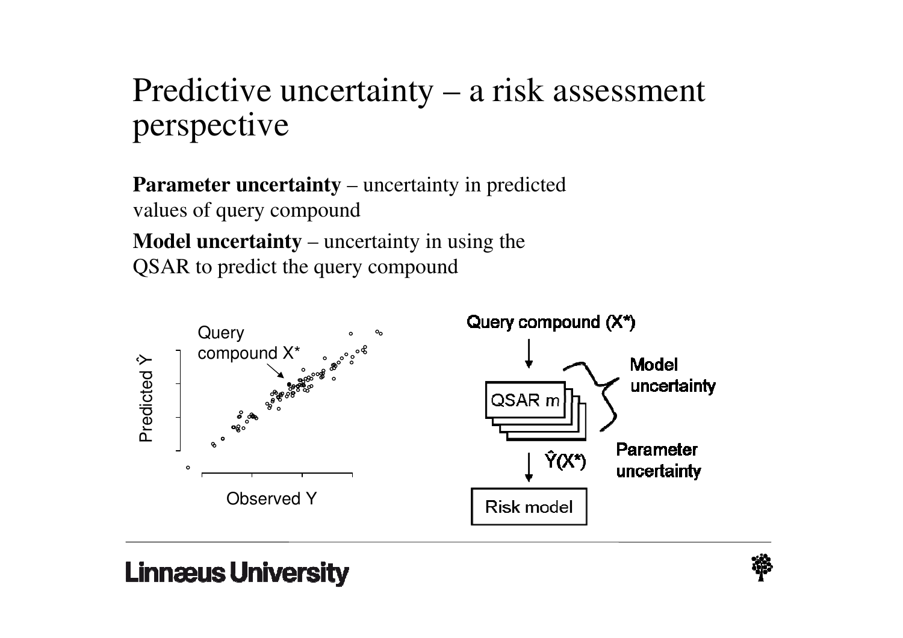# Predictive uncertainty – a risk assessment perspective

**Parameter uncertainty** – uncertainty in predicted values of query compound

**Model uncertainty** – uncertainty in using the QSAR to predict the query compound

Query compound X*

Predicted $\hat{Y}$

Observed Y

Query compound (X*)

QSAR m

Model uncertainty

$\hat{Y}(X^*)$

Parameter uncertainty

Risk model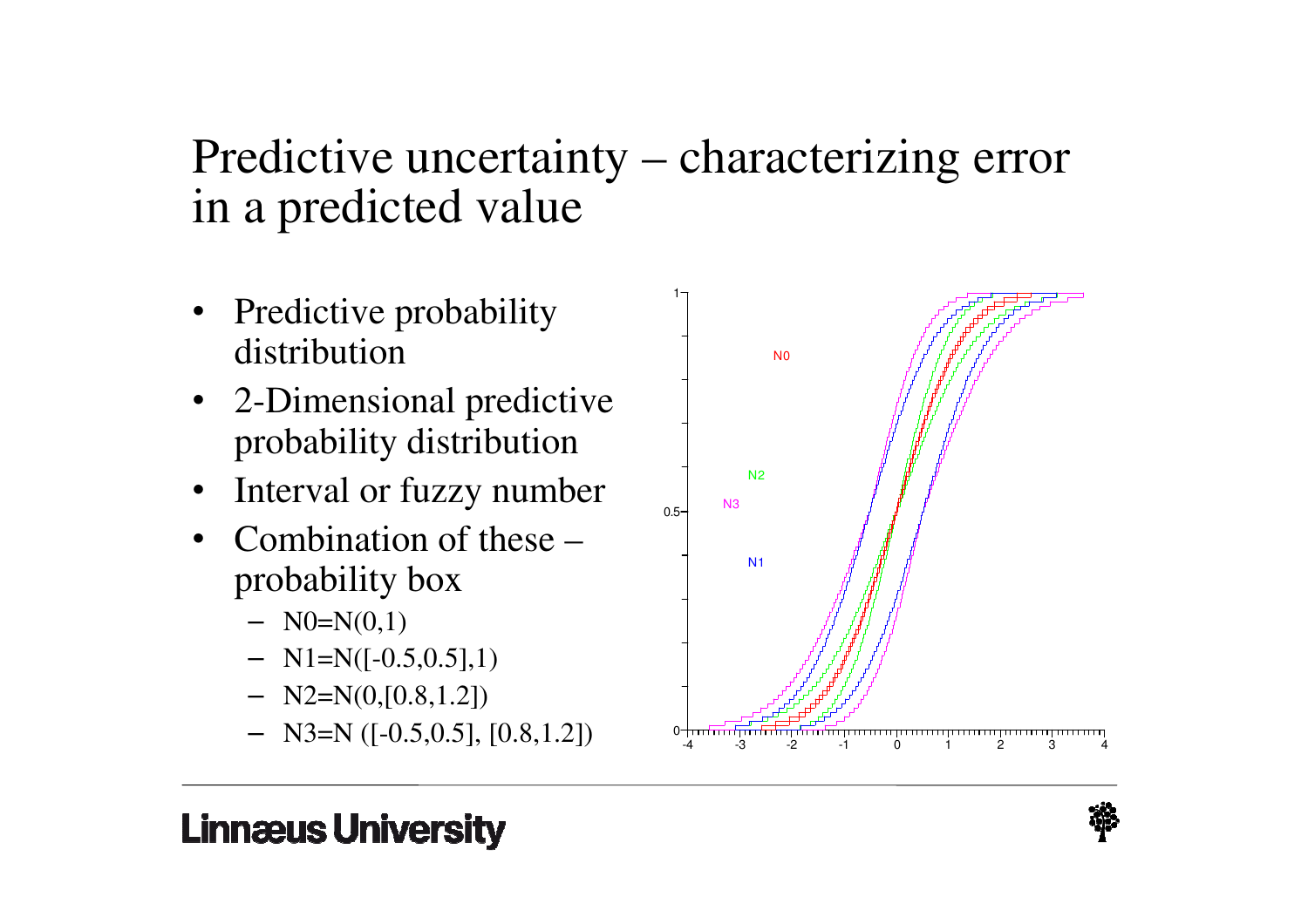# Predictive uncertainty – characterizing error in a predicted value

- Predictive probability distribution
- 2-Dimensional predictive probability distribution
- Interval or fuzzy number
- Combination of these – probability box
  - N0=N(0,1)
  - N1=N([-0.5,0.5],1)
  - N2=N(0,[0.8,1.2])
  - N3=N ([-0.5,0.5], [0.8,1.2])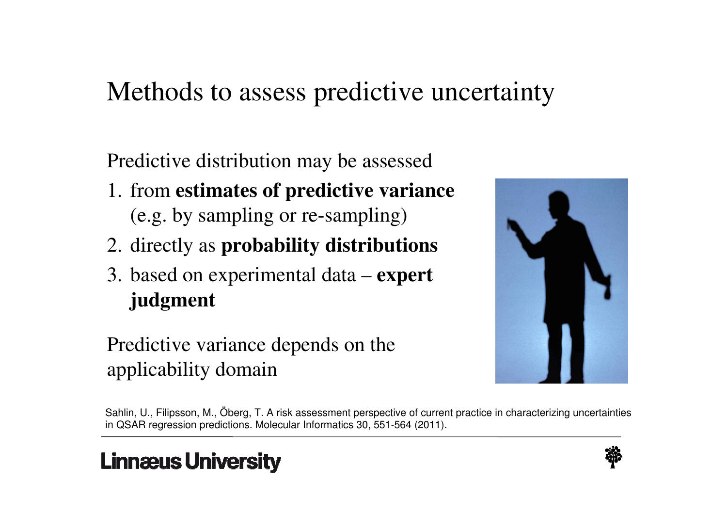# Methods to assess predictive uncertainty

Predictive distribution may be assessed

1. from **estimates of predictive variance** (e.g. by sampling or re-sampling)
2. directly as **probability distributions**
3. based on experimental data – **expert judgment**

Predictive variance depends on the applicability domain

Sahlin, U., Filipsson, M., Öberg, T. A risk assessment perspective of current practice in characterizing uncertainties in QSAR regression predictions. Molecular Informatics 30, 551-564 (2011).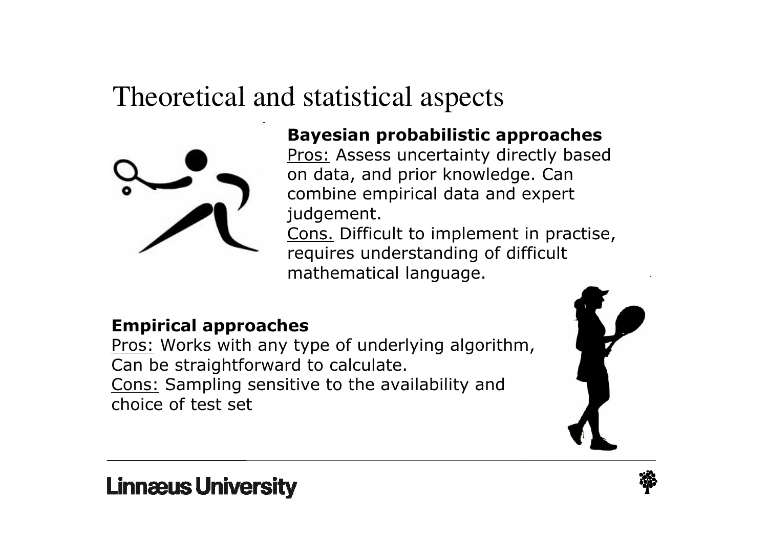# Theoretical and statistical aspects

**Bayesian probabilistic approaches**

Pros: Assess uncertainty directly based on data, and prior knowledge. Can combine empirical data and expert judgement.

Cons. Difficult to implement in practise, requires understanding of difficult mathematical language.

**Empirical approaches**

Pros: Works with any type of underlying algorithm, Can be straightforward to calculate.

Cons: Sampling sensitive to the availability and choice of test set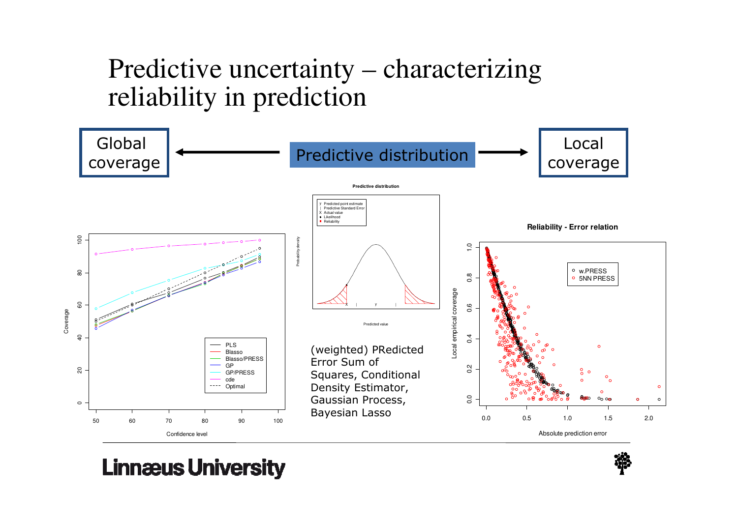# Predictive uncertainty – characterizing reliability in prediction

Global coverage ← Predictive distribution → Local coverage

(weighted) PRedicted Error Sum of Squares, Conditional Density Estimator, Gaussian Process, Bayesian Lasso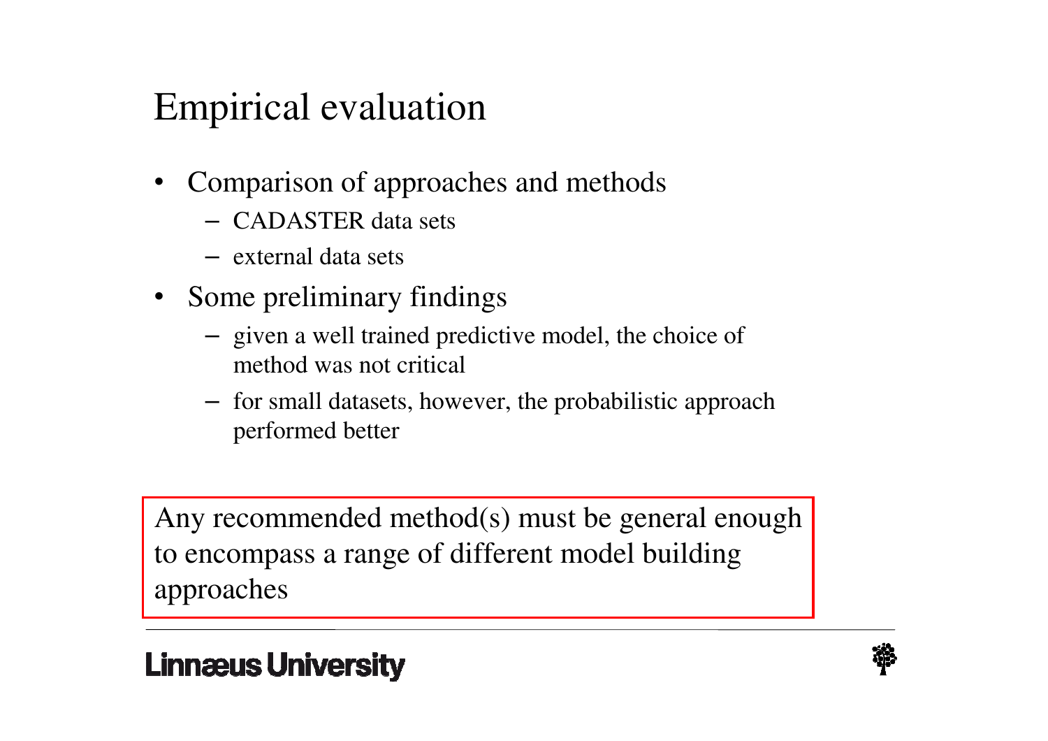# Empirical evaluation

- Comparison of approaches and methods
  - CADASTER data sets
  - external data sets
- Some preliminary findings
  - given a well trained predictive model, the choice of method was not critical
  - for small datasets, however, the probabilistic approach performed better

Any recommended method(s) must be general enough to encompass a range of different model building approaches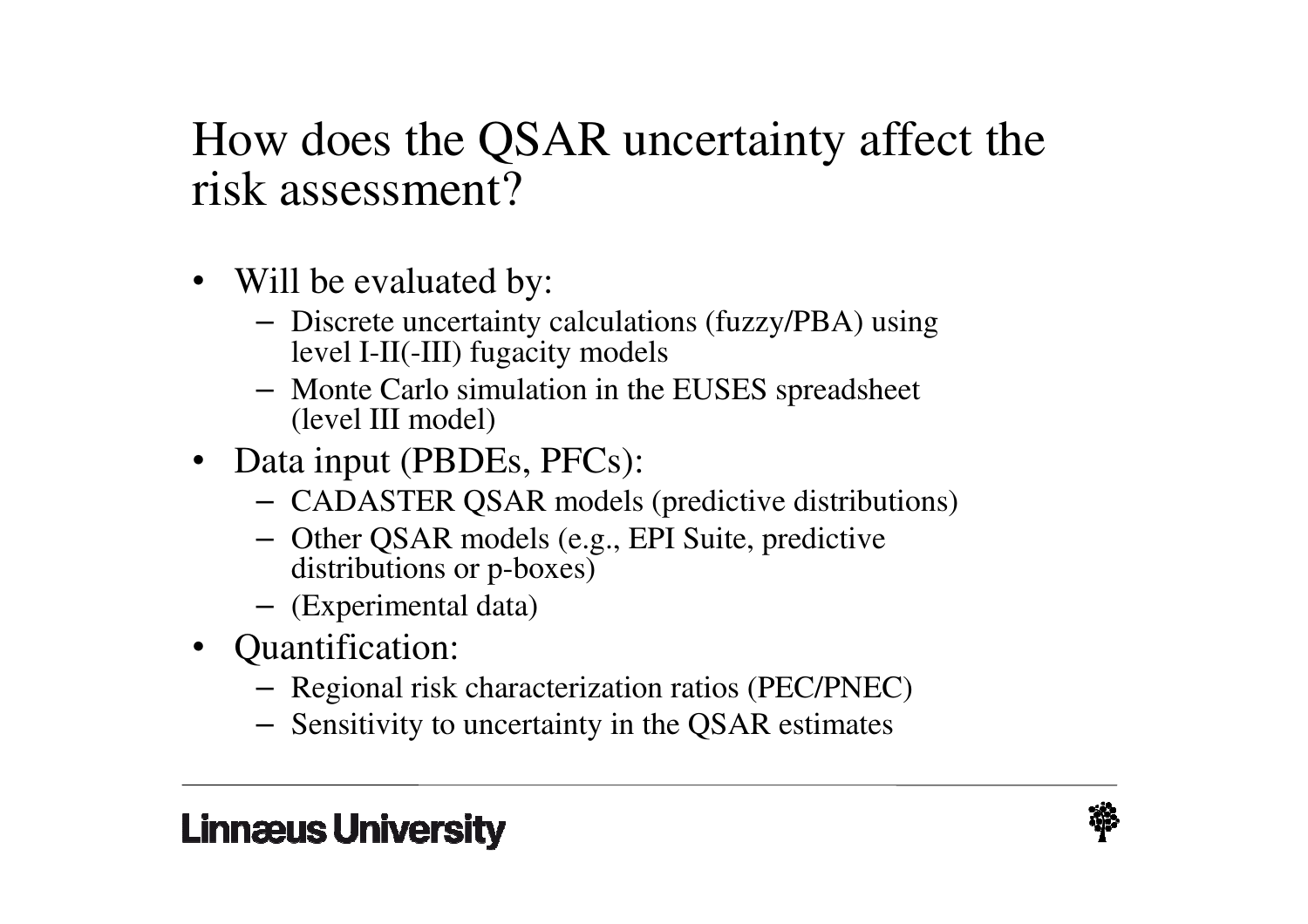# How does the QSAR uncertainty affect the risk assessment?

- Will be evaluated by:
  - Discrete uncertainty calculations (fuzzy/PBA) using level I-II(-III) fugacity models
  - Monte Carlo simulation in the EUSES spreadsheet (level III model)
- Data input (PBDEs, PFCs):
  - CADASTER QSAR models (predictive distributions)
  - Other QSAR models (e.g., EPI Suite, predictive distributions or p-boxes)
  - (Experimental data)
- Quantification:
  - Regional risk characterization ratios (PEC/PNEC)
  - Sensitivity to uncertainty in the QSAR estimates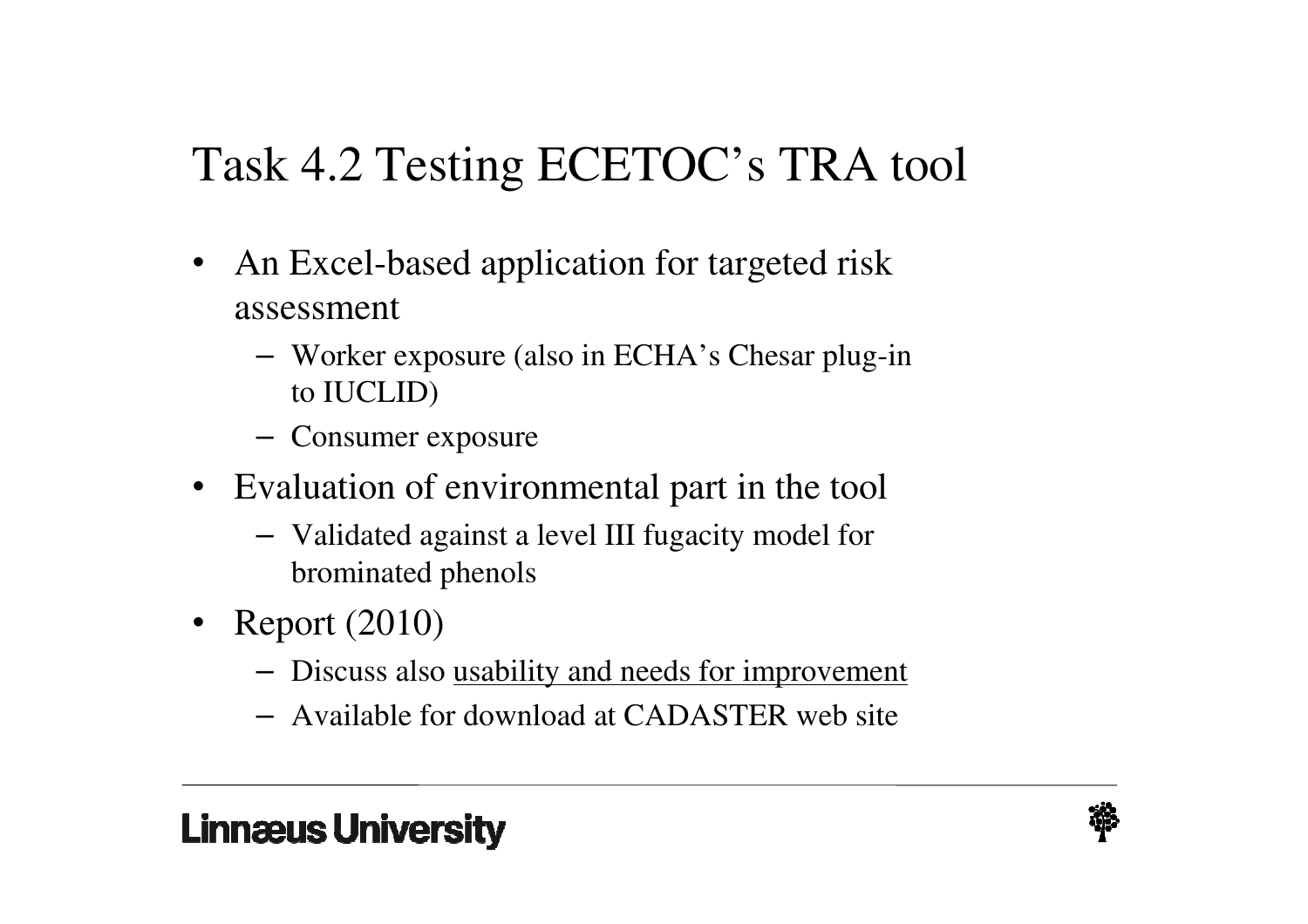# Task 4.2 Testing ECETOC's TRA tool

- An Excel-based application for targeted risk assessment
  - Worker exposure (also in ECHA's Chesar plug-in to IUCLID)
  - Consumer exposure
- Evaluation of environmental part in the tool
  - Validated against a level III fugacity model for brominated phenols
- Report (2010)
  - Discuss also <u>usability and needs for improvement</u>
  - Available for download at CADASTER web site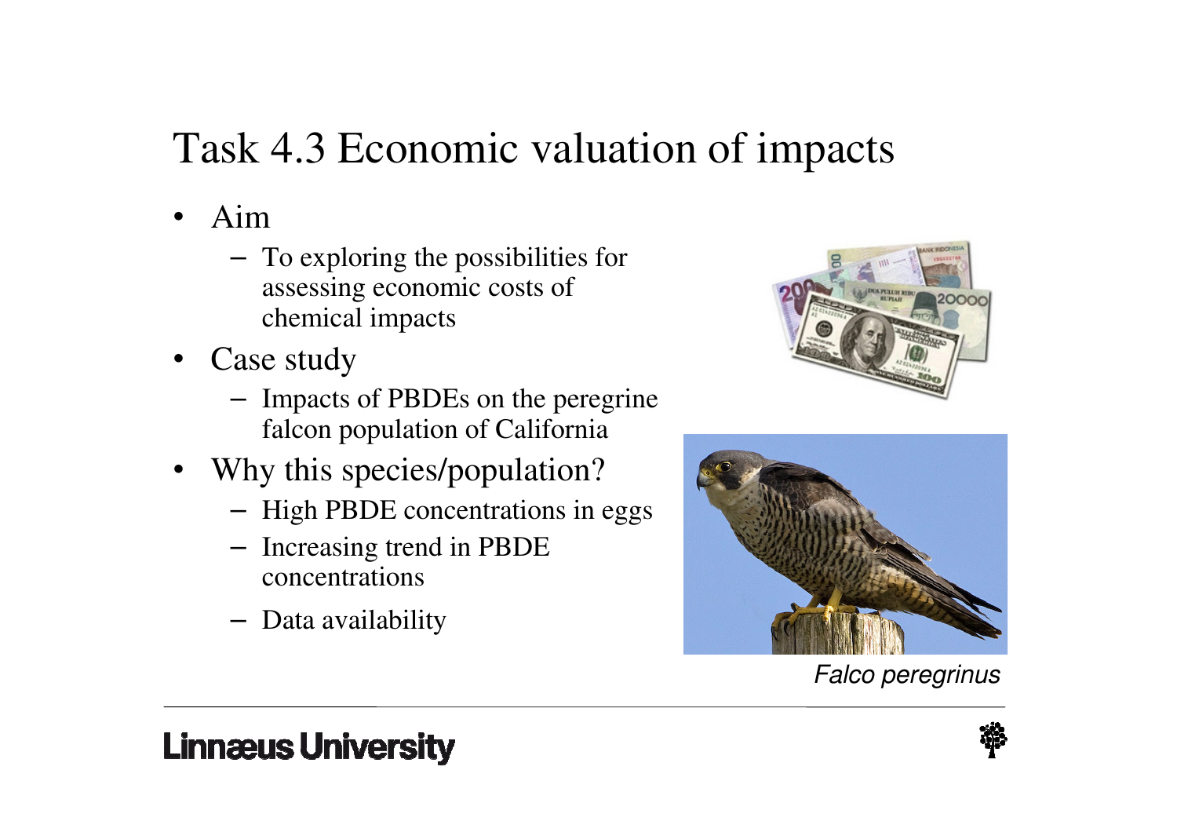# Task 4.3 Economic valuation of impacts

- Aim
  - To exploring the possibilities for assessing economic costs of chemical impacts
- Case study
  - Impacts of PBDEs on the peregrine falcon population of California
- Why this species/population?
  - High PBDE concentrations in eggs
  - Increasing trend in PBDE concentrations
  - Data availability

*Falco peregrinus*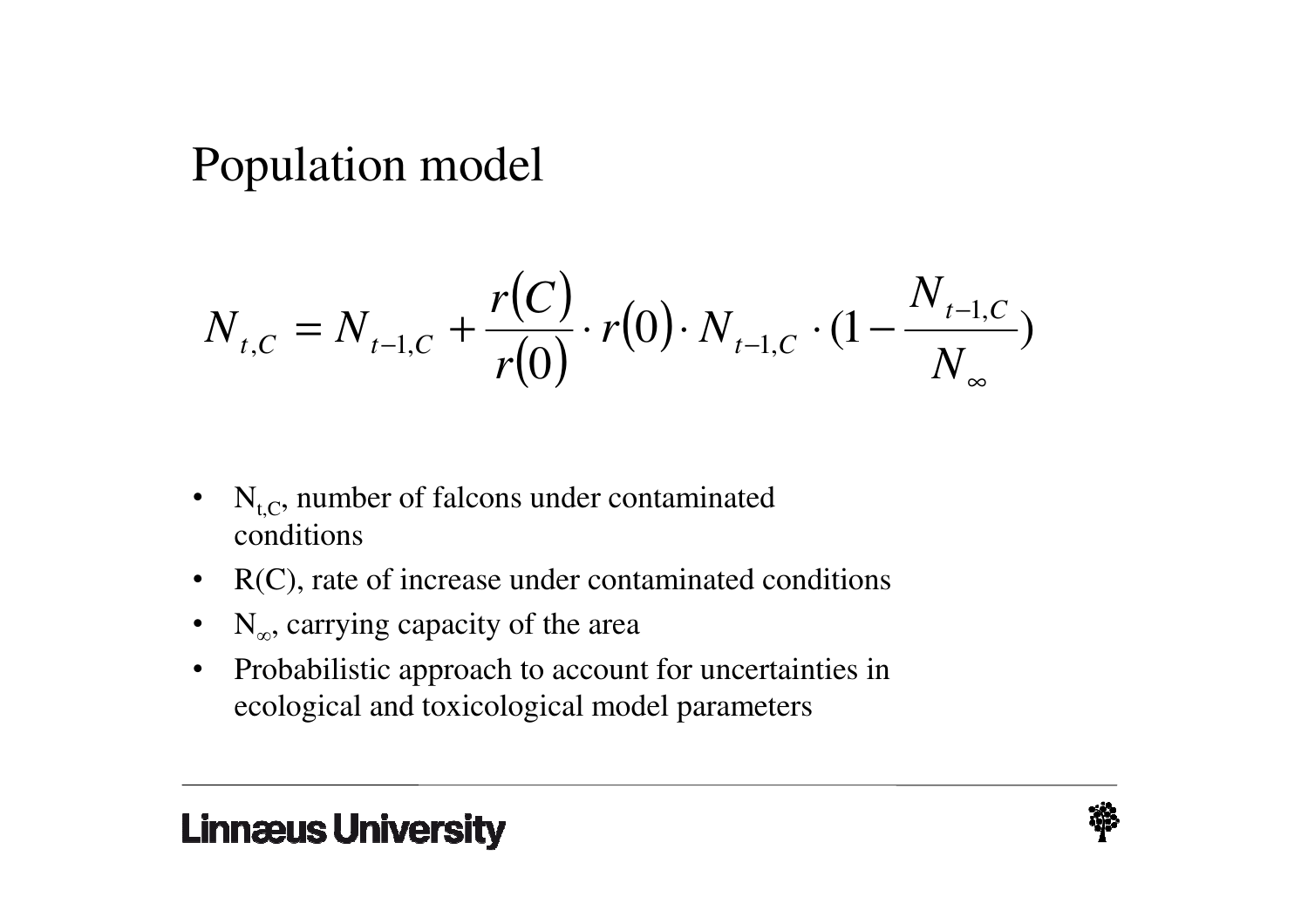# Population model

$$N_{t,C} = N_{t-1,C} + \frac{r(C)}{r(0)} \cdot r(0) \cdot N_{t-1,C} \cdot (1 - \frac{N_{t-1,C}}{N_{\infty}})$$

- $N_{t,C}$, number of falcons under contaminated conditions
- R(C), rate of increase under contaminated conditions
- $N_{\infty}$, carrying capacity of the area
- Probabilistic approach to account for uncertainties in ecological and toxicological model parameters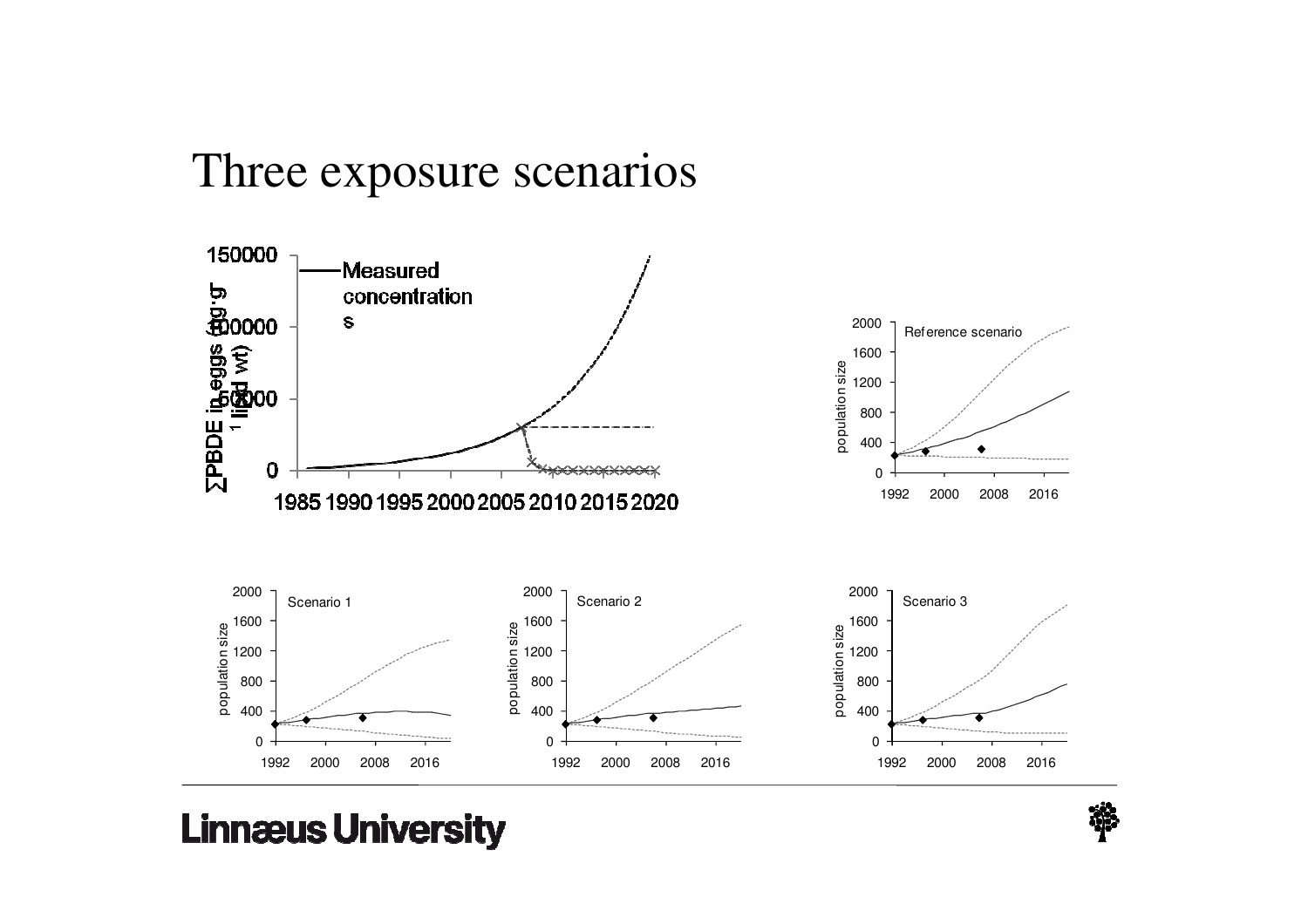# Three exposure scenarios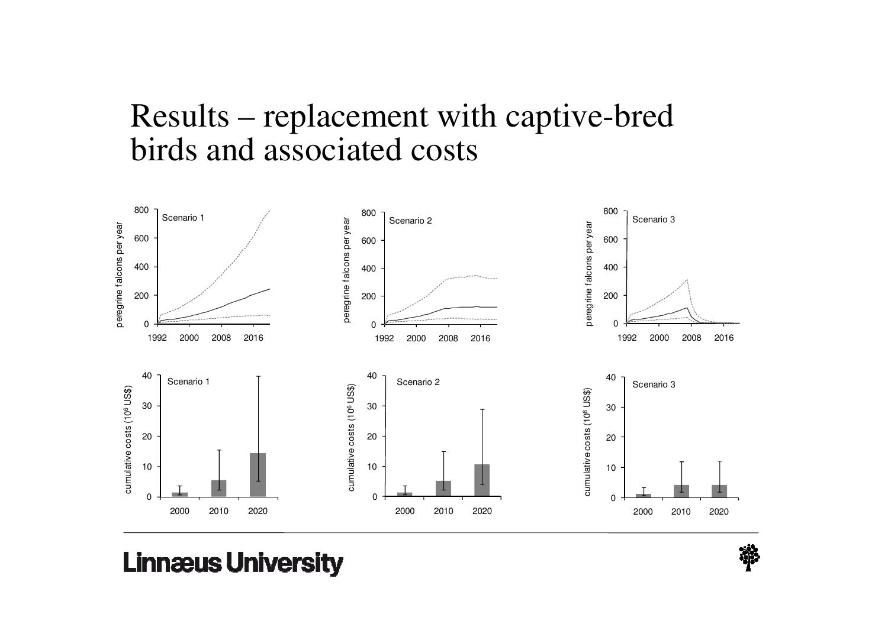# Results – replacement with captive-bred birds and associated costs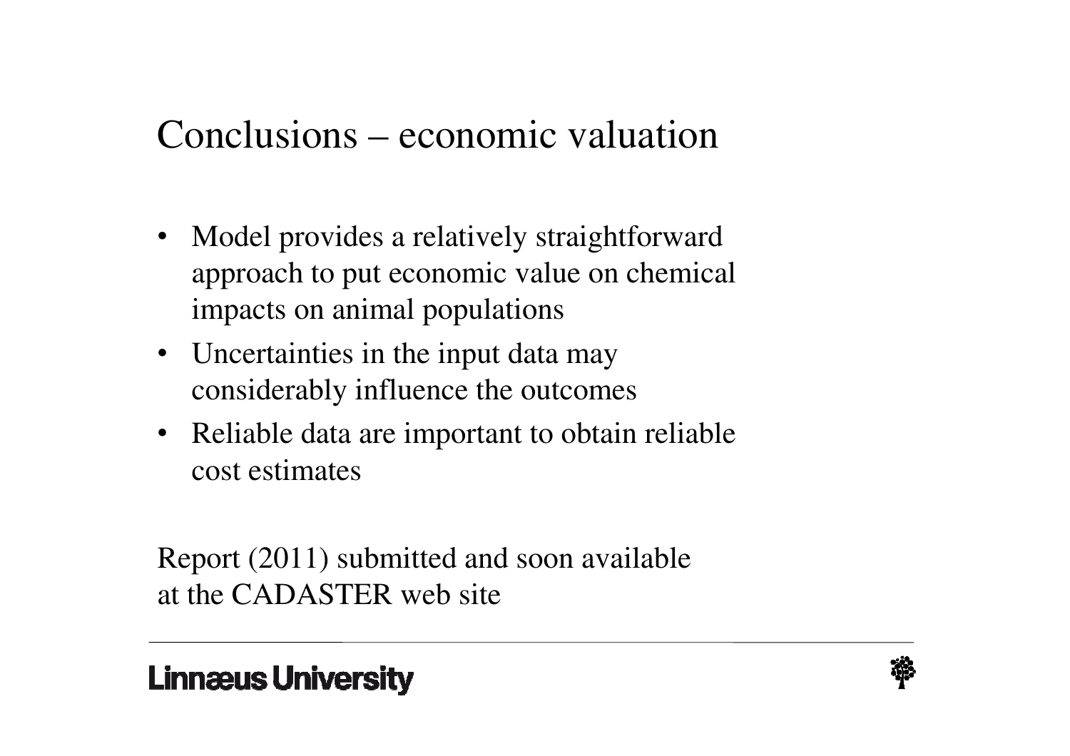# Conclusions – economic valuation

- Model provides a relatively straightforward approach to put economic value on chemical impacts on animal populations
- Uncertainties in the input data may considerably influence the outcomes
- Reliable data are important to obtain reliable cost estimates

Report (2011) submitted and soon available at the CADASTER web site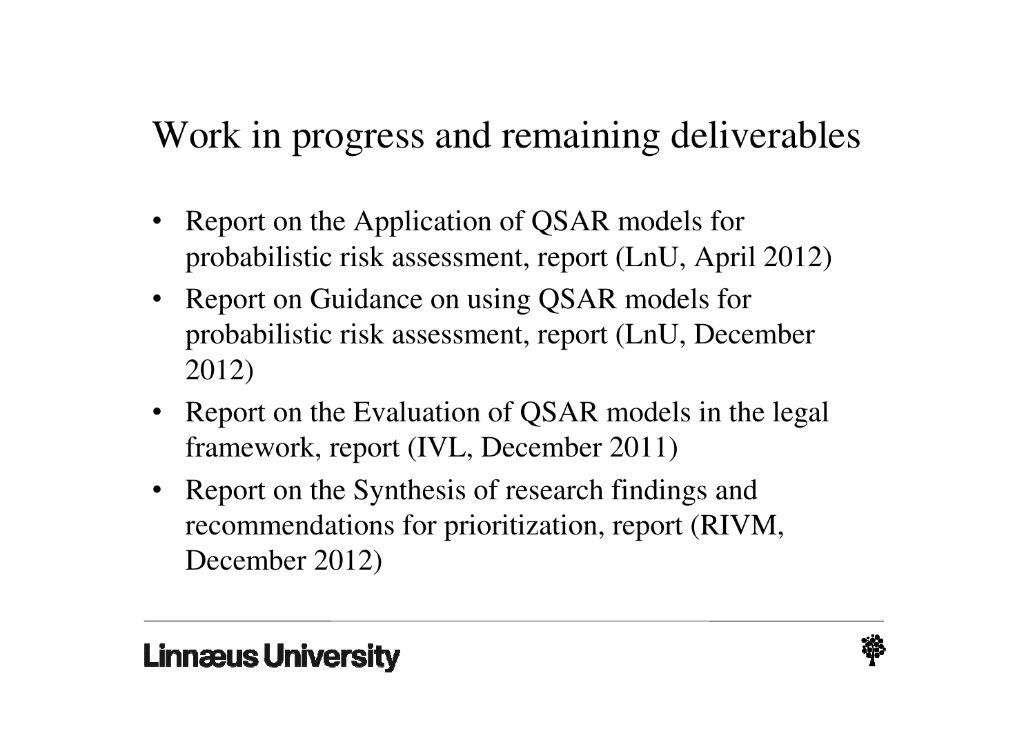# Work in progress and remaining deliverables

- Report on the Application of QSAR models for probabilistic risk assessment, report (LnU, April 2012)
- Report on Guidance on using QSAR models for probabilistic risk assessment, report (LnU, December 2012)
- Report on the Evaluation of QSAR models in the legal framework, report (IVL, December 2011)
- Report on the Synthesis of research findings and recommendations for prioritization, report (RIVM, December 2012)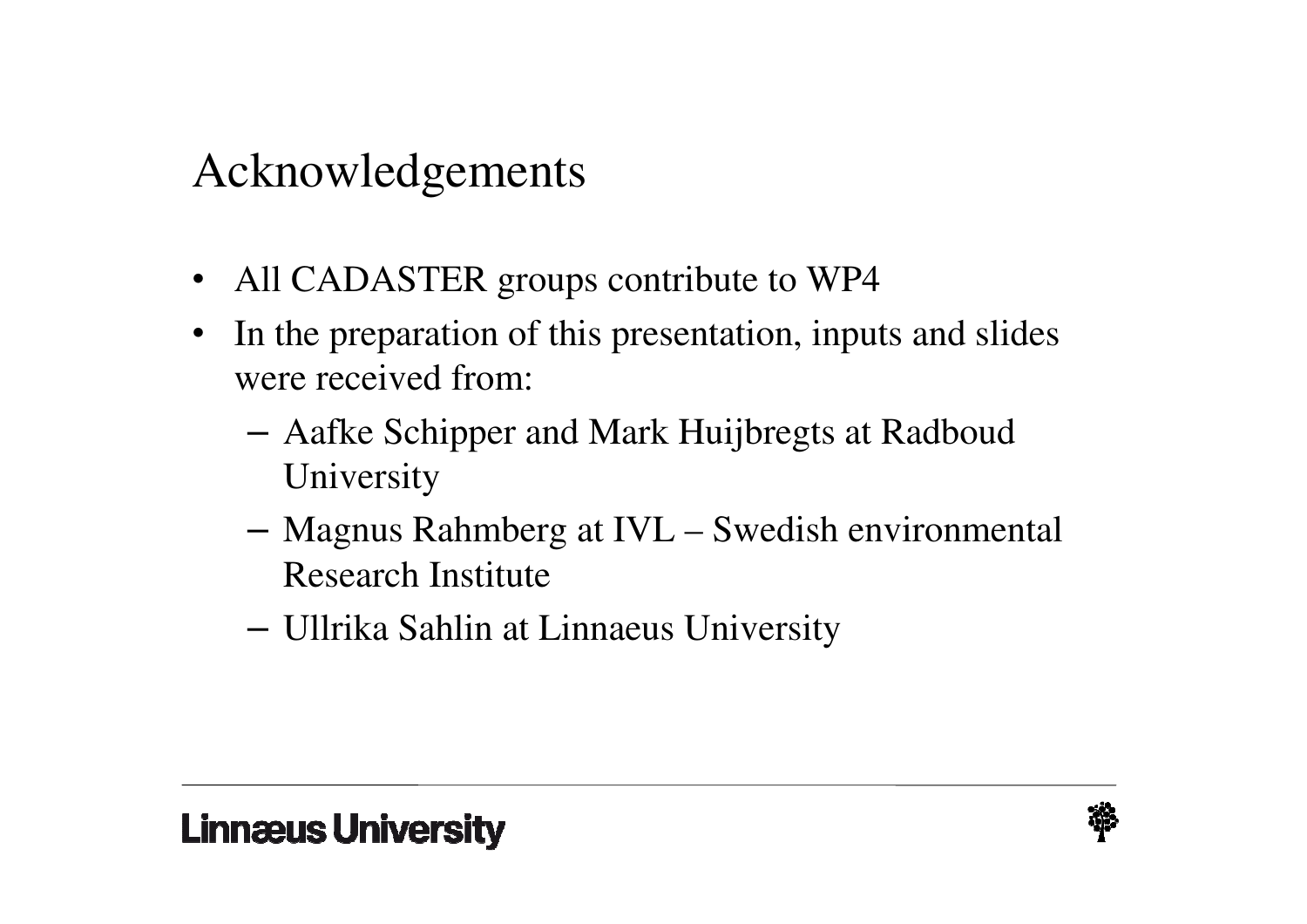# Acknowledgements

- All CADASTER groups contribute to WP4
- In the preparation of this presentation, inputs and slides were received from:
  - Aafke Schipper and Mark Huijbregts at Radboud University
  - Magnus Rahmberg at IVL – Swedish environmental Research Institute
  - Ullrika Sahlin at Linnaeus University